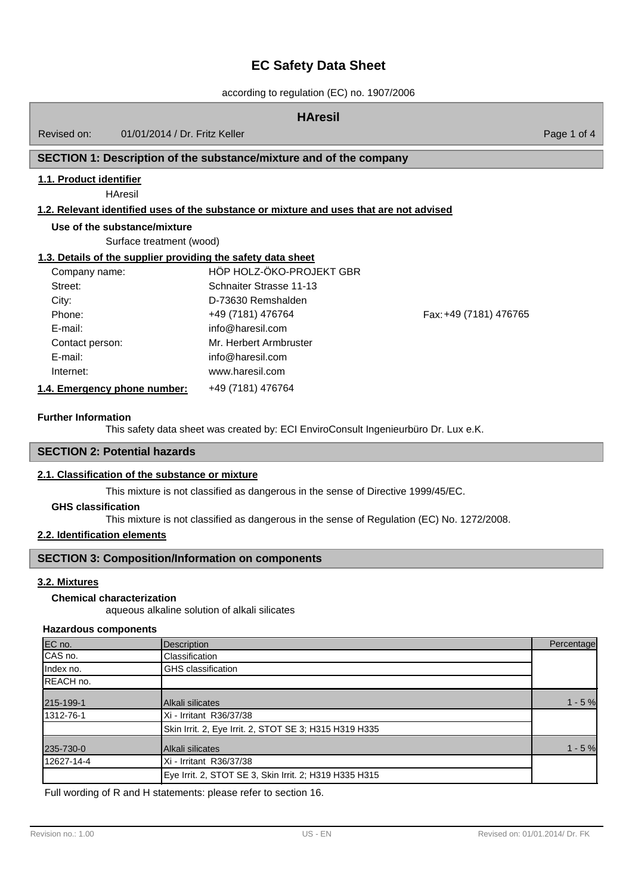# EC Safety Data Sheet

according to regulation (EC) no. 1907/2006

## HAresil

Revised on: 01/01/2014 / Dr. Fritz Keller

## SECTION 1: Description of the substance/mixture and of the company

### 1.1. Product identifier

HAresil

### 1.2. Relevant identified uses of the substance or mixture and uses that are not advised

**Use of the substance/mixture**

Surface treatment (wood)

### 1.3. Details of the supplier providing the safety data sheet

| | | |
|---|---|---|
| Company name: | HÖP HOLZ-ÖKO-PROJEKT GBR | |
| Street: | Schnaiter Strasse 11-13 | |
| City: | D-73630 Remshalden | |
| Phone: | +49 (7181) 476764 | Fax: +49 (7181) 476765 |
| E-mail: | info@haresil.com | |
| Contact person: | Mr. Herbert Armbruster | |
| E-mail: | info@haresil.com | |
| Internet: | www.haresil.com | |

### 1.4. Emergency phone number:

+49 (7181) 476764

**Further Information**

This safety data sheet was created by: ECI EnviroConsult Ingenieurbüro Dr. Lux e.K.

## SECTION 2: Potential hazards

### 2.1. Classification of the substance or mixture

This mixture is not classified as dangerous in the sense of Directive 1999/45/EC.

**GHS classification**

This mixture is not classified as dangerous in the sense of Regulation (EC) No. 1272/2008.

### 2.2. Identification elements

## SECTION 3: Composition/Information on components

### 3.2. Mixtures

**Chemical characterization**

aqueous alkaline solution of alkali silicates

**Hazardous components**

| EC no. | Description | Percentage |
|---|---|---|
| CAS no. | Classification | |
| Index no. | GHS classification | |
| REACH no. | | |
| 215-199-1 | Alkali silicates | 1 - 5 % |
| 1312-76-1 | Xi - Irritant R36/37/38 | |
| | Skin Irrit. 2, Eye Irrit. 2, STOT SE 3; H315 H319 H335 | |
| 235-730-0 | Alkali silicates | 1 - 5 % |
| 12627-14-4 | Xi - Irritant R36/37/38 | |
| | Eye Irrit. 2, STOT SE 3, Skin Irrit. 2; H319 H335 H315 | |

Full wording of R and H statements: please refer to section 16.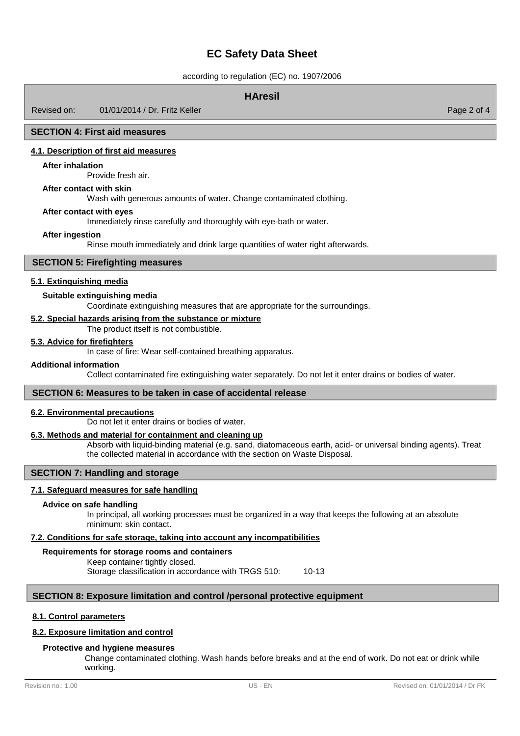## SECTION 4: First aid measures

### 4.1. Description of first aid measures

**After inhalation**

Provide fresh air.

**After contact with skin**

Wash with generous amounts of water. Change contaminated clothing.

**After contact with eyes**

Immediately rinse carefully and thoroughly with eye-bath or water.

**After ingestion**

Rinse mouth immediately and drink large quantities of water right afterwards.

## SECTION 5: Firefighting measures

### 5.1. Extinguishing media

**Suitable extinguishing media**

Coordinate extinguishing measures that are appropriate for the surroundings.

### 5.2. Special hazards arising from the substance or mixture

The product itself is not combustible.

### 5.3. Advice for firefighters

In case of fire: Wear self-contained breathing apparatus.

**Additional information**

Collect contaminated fire extinguishing water separately. Do not let it enter drains or bodies of water.

## SECTION 6: Measures to be taken in case of accidental release

### 6.2. Environmental precautions

Do not let it enter drains or bodies of water.

### 6.3. Methods and material for containment and cleaning up

Absorb with liquid-binding material (e.g. sand, diatomaceous earth, acid- or universal binding agents). Treat the collected material in accordance with the section on Waste Disposal.

## SECTION 7: Handling and storage

### 7.1. Safeguard measures for safe handling

**Advice on safe handling**

In principal, all working processes must be organized in a way that keeps the following at an absolute minimum: skin contact.

### 7.2. Conditions for safe storage, taking into account any incompatibilities

**Requirements for storage rooms and containers**

Keep container tightly closed.
Storage classification in accordance with TRGS 510: 10-13

## SECTION 8: Exposure limitation and control /personal protective equipment

### 8.1. Control parameters

### 8.2. Exposure limitation and control

**Protective and hygiene measures**

Change contaminated clothing. Wash hands before breaks and at the end of work. Do not eat or drink while working.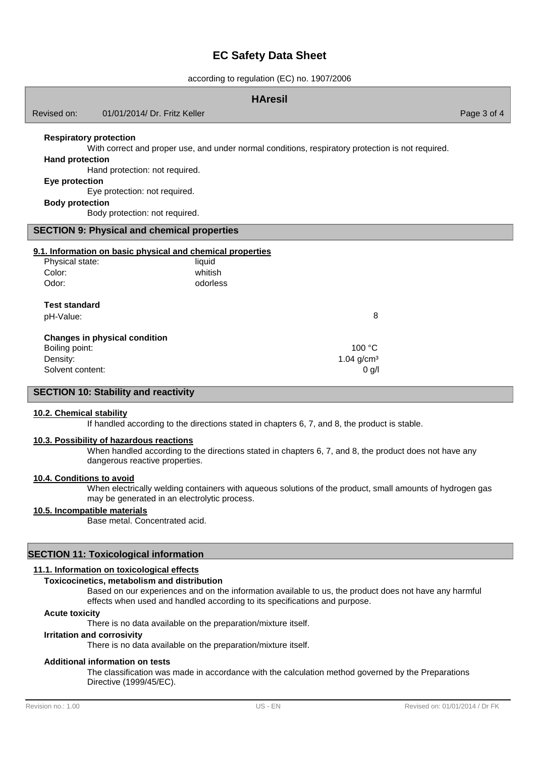**Respiratory protection**

With correct and proper use, and under normal conditions, respiratory protection is not required.

**Hand protection**

Hand protection: not required.

**Eye protection**

Eye protection: not required.

**Body protection**

Body protection: not required.

## SECTION 9: Physical and chemical properties

### 9.1. Information on basic physical and chemical properties

| | |
|---|---|
| Physical state: | liquid |
| Color: | whitish |
| Odor: | odorless |

**Test standard**

| | |
|---|---|
| pH-Value: | 8 |

**Changes in physical condition**

| | |
|---|---|
| Boiling point: | 100 °C |
| Density: | 1.04 g/cm³ |
| Solvent content: | 0 g/l |

## SECTION 10: Stability and reactivity

### 10.2. Chemical stability

If handled according to the directions stated in chapters 6, 7, and 8, the product is stable.

### 10.3. Possibility of hazardous reactions

When handled according to the directions stated in chapters 6, 7, and 8, the product does not have any dangerous reactive properties.

### 10.4. Conditions to avoid

When electrically welding containers with aqueous solutions of the product, small amounts of hydrogen gas may be generated in an electrolytic process.

### 10.5. Incompatible materials

Base metal. Concentrated acid.

## SECTION 11: Toxicological information

### 11.1. Information on toxicological effects

**Toxicocinetics, metabolism and distribution**

Based on our experiences and on the information available to us, the product does not have any harmful effects when used and handled according to its specifications and purpose.

**Acute toxicity**

There is no data available on the preparation/mixture itself.

**Irritation and corrosivity**

There is no data available on the preparation/mixture itself.

**Additional information on tests**

The classification was made in accordance with the calculation method governed by the Preparations Directive (1999/45/EC).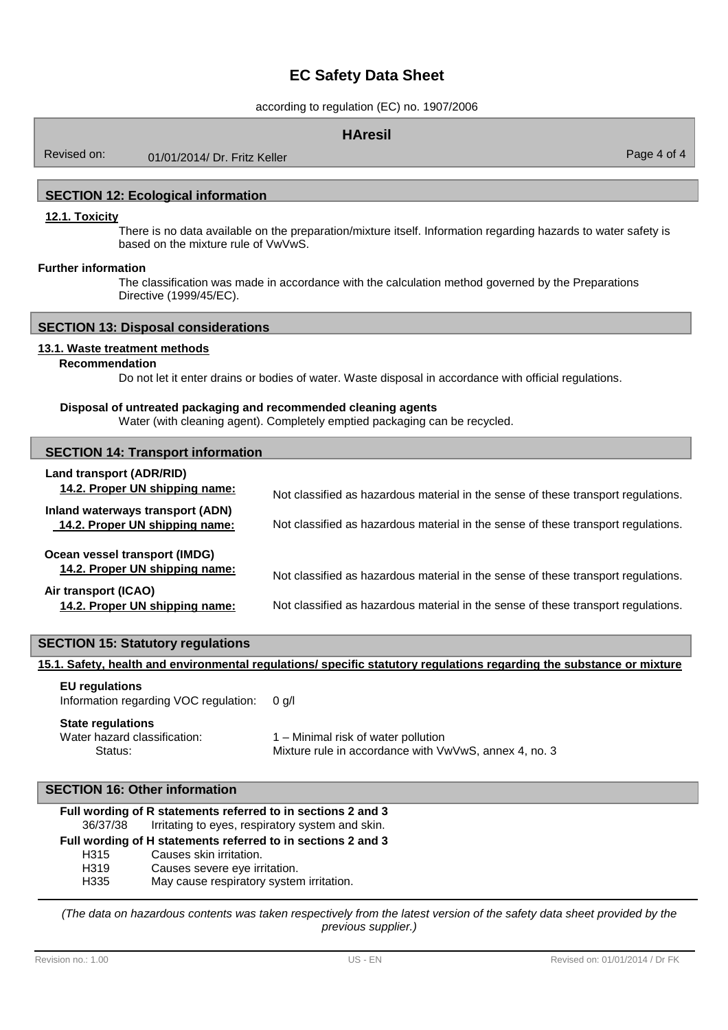## SECTION 12: Ecological information

### 12.1. Toxicity

There is no data available on the preparation/mixture itself. Information regarding hazards to water safety is based on the mixture rule of VwVwS.

**Further information**

The classification was made in accordance with the calculation method governed by the Preparations Directive (1999/45/EC).

## SECTION 13: Disposal considerations

### 13.1. Waste treatment methods

**Recommendation**

Do not let it enter drains or bodies of water. Waste disposal in accordance with official regulations.

**Disposal of untreated packaging and recommended cleaning agents**

Water (with cleaning agent). Completely emptied packaging can be recycled.

## SECTION 14: Transport information

**Land transport (ADR/RID)**

**14.2. Proper UN shipping name:** Not classified as hazardous material in the sense of these transport regulations.

**Inland waterways transport (ADN)**

**14.2. Proper UN shipping name:** Not classified as hazardous material in the sense of these transport regulations.

**Ocean vessel transport (IMDG)**

**14.2. Proper UN shipping name:** Not classified as hazardous material in the sense of these transport regulations.

**Air transport (ICAO)**

**14.2. Proper UN shipping name:** Not classified as hazardous material in the sense of these transport regulations.

## SECTION 15: Statutory regulations

### 15.1. Safety, health and environmental regulations/ specific statutory regulations regarding the substance or mixture

**EU regulations**

Information regarding VOC regulation: 0 g/l

**State regulations**

Water hazard classification: 1 – Minimal risk of water pollution

Status: Mixture rule in accordance with VwVwS, annex 4, no. 3

## SECTION 16: Other information

**Full wording of R statements referred to in sections 2 and 3**

36/37/38 Irritating to eyes, respiratory system and skin.

**Full wording of H statements referred to in sections 2 and 3**

H315 Causes skin irritation.

H319 Causes severe eye irritation.

H335 May cause respiratory system irritation.

*(The data on hazardous contents was taken respectively from the latest version of the safety data sheet provided by the previous supplier.)*